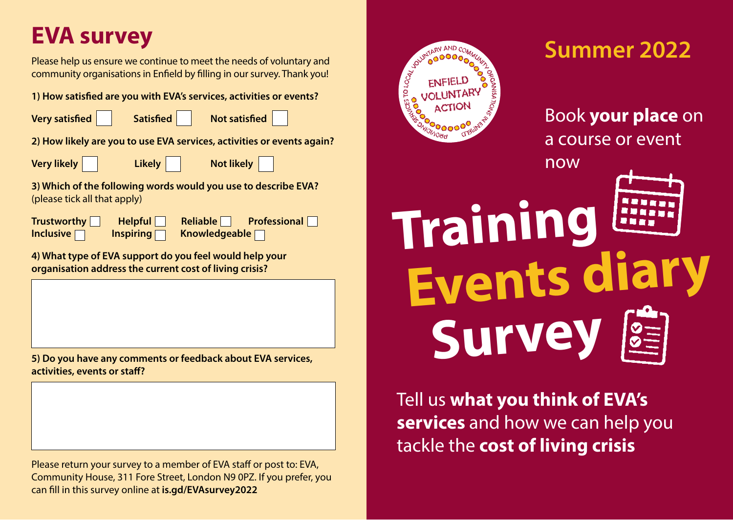# EVA survey

Please help us ensure we continue to meet the needs of voluntary and community organisations in Enfield by filling in our survey. Thank you!

**1) How satisfied are you with EVA's services, activities or events?**

**Very satisfied** ☐ **Satisfied** ☐ **Not satisfied** ☐

**2) How likely are you to use EVA services, activities or events again?**

**Very likely** ☐ **Likely** ☐ **Not likely** ☐

**3) Which of the following words would you use to describe EVA?** (please tick all that apply)

**Trustworthy** ☐ **Helpful** ☐ **Reliable** ☐ **Professional** ☐
**Inclusive** ☐ **Inspiring** ☐ **Knowledgeable** ☐

**4) What type of EVA support do you feel would help your organisation address the current cost of living crisis?**

**5) Do you have any comments or feedback about EVA services, activities, events or staff?**

Please return your survey to a member of EVA staff or post to: EVA, Community House, 311 Fore Street, London N9 0PZ. If you prefer, you can fill in this survey online at **is.gd/EVAsurvey2022**

ENFIELD VOLUNTARY ACTION
VOLUNTARY AND COMMUNITY ORGANISATIONS IN ENFIELD
PROVIDING SERVICES TO LOCAL

## Summer 2022

Book **your place** on a course or event now

# Training

# Events diary

# Survey

Tell us **what you think of EVA's services** and how we can help you tackle the **cost of living crisis**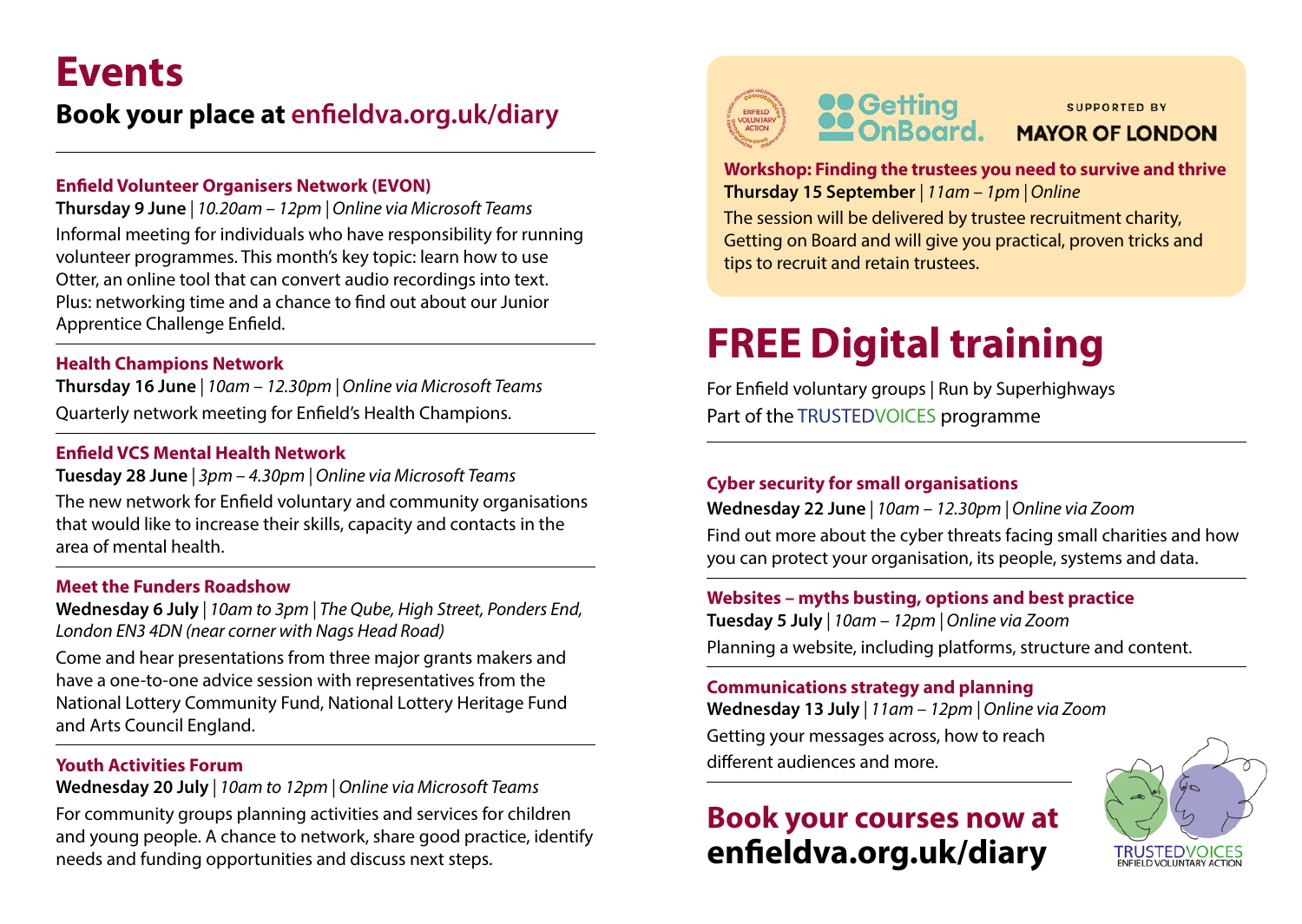# Events

## Book your place at enfieldva.org.uk/diary

### Enfield Volunteer Organisers Network (EVON)

**Thursday 9 June** | *10.20am – 12pm | Online via Microsoft Teams*

Informal meeting for individuals who have responsibility for running volunteer programmes. This month's key topic: learn how to use Otter, an online tool that can convert audio recordings into text. Plus: networking time and a chance to find out about our Junior Apprentice Challenge Enfield.

### Health Champions Network

**Thursday 16 June** | *10am – 12.30pm | Online via Microsoft Teams*

Quarterly network meeting for Enfield's Health Champions.

### Enfield VCS Mental Health Network

**Tuesday 28 June** | *3pm – 4.30pm | Online via Microsoft Teams*

The new network for Enfield voluntary and community organisations that would like to increase their skills, capacity and contacts in the area of mental health.

### Meet the Funders Roadshow

**Wednesday 6 July** | *10am to 3pm | The Qube, High Street, Ponders End, London EN3 4DN (near corner with Nags Head Road)*

Come and hear presentations from three major grants makers and have a one-to-one advice session with representatives from the National Lottery Community Fund, National Lottery Heritage Fund and Arts Council England.

### Youth Activities Forum

**Wednesday 20 July** | *10am to 12pm | Online via Microsoft Teams*

For community groups planning activities and services for children and young people. A chance to network, share good practice, identify needs and funding opportunities and discuss next steps.

Getting OnBoard. SUPPORTED BY MAYOR OF LONDON

### Workshop: Finding the trustees you need to survive and thrive

**Thursday 15 September** | *11am – 1pm | Online*

The session will be delivered by trustee recruitment charity, Getting on Board and will give you practical, proven tricks and tips to recruit and retain trustees.

# FREE Digital training

For Enfield voluntary groups | Run by Superhighways

Part of the TRUSTEDVOICES programme

### Cyber security for small organisations

**Wednesday 22 June** | *10am – 12.30pm | Online via Zoom*

Find out more about the cyber threats facing small charities and how you can protect your organisation, its people, systems and data.

### Websites – myths busting, options and best practice

**Tuesday 5 July** | *10am – 12pm | Online via Zoom*

Planning a website, including platforms, structure and content.

### Communications strategy and planning

**Wednesday 13 July** | *11am – 12pm | Online via Zoom*

Getting your messages across, how to reach different audiences and more.

## Book your courses now at enfieldva.org.uk/diary

TRUSTEDVOICES ENFIELD VOLUNTARY ACTION